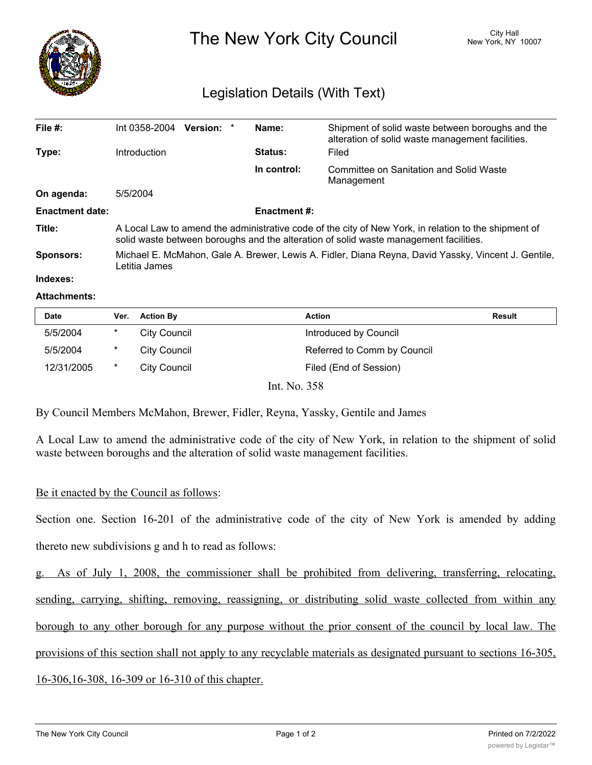# The New York City Council

City Hall
New York, NY 10007

## Legislation Details (With Text)

| | | | |
|---|---|---|---|
| **File #:** | Int 0358-2004 **Version:** * | **Name:** | Shipment of solid waste between boroughs and the alteration of solid waste management facilities. |
| **Type:** | Introduction | **Status:** | Filed |
| | | **In control:** | Committee on Sanitation and Solid Waste Management |
| **On agenda:** | 5/5/2004 | | |
| **Enactment date:** | | **Enactment #:** | |

**Title:** A Local Law to amend the administrative code of the city of New York, in relation to the shipment of solid waste between boroughs and the alteration of solid waste management facilities.

**Sponsors:** Michael E. McMahon, Gale A. Brewer, Lewis A. Fidler, Diana Reyna, David Yassky, Vincent J. Gentile, Letitia James

**Indexes:**

**Attachments:**

| Date | Ver. | Action By | Action | Result |
|---|---|---|---|---|
| 5/5/2004 | * | City Council | Introduced by Council | |
| 5/5/2004 | * | City Council | Referred to Comm by Council | |
| 12/31/2005 | * | City Council | Filed (End of Session) | |

Int. No. 358

By Council Members McMahon, Brewer, Fidler, Reyna, Yassky, Gentile and James

A Local Law to amend the administrative code of the city of New York, in relation to the shipment of solid waste between boroughs and the alteration of solid waste management facilities.

Be it enacted by the Council as follows:

Section one. Section 16-201 of the administrative code of the city of New York is amended by adding thereto new subdivisions g and h to read as follows:

g. As of July 1, 2008, the commissioner shall be prohibited from delivering, transferring, relocating, sending, carrying, shifting, removing, reassigning, or distributing solid waste collected from within any borough to any other borough for any purpose without the prior consent of the council by local law. The provisions of this section shall not apply to any recyclable materials as designated pursuant to sections 16-305, 16-306,16-308, 16-309 or 16-310 of this chapter.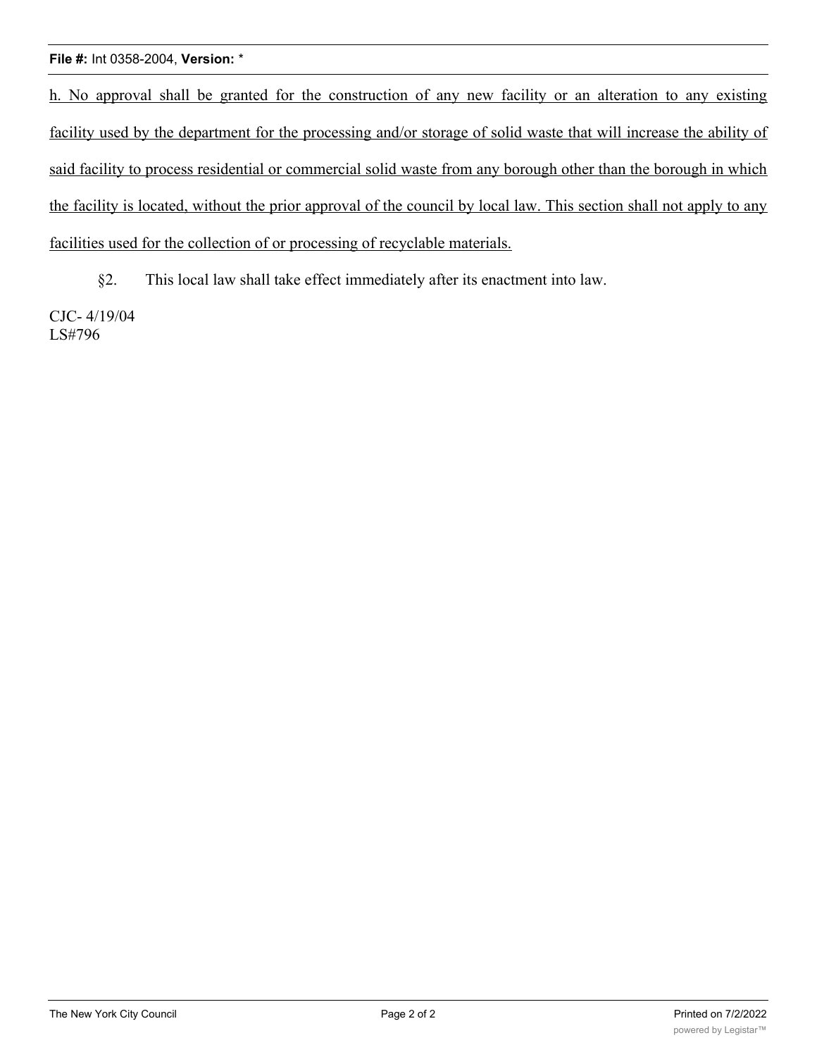h. No approval shall be granted for the construction of any new facility or an alteration to any existing facility used by the department for the processing and/or storage of solid waste that will increase the ability of said facility to process residential or commercial solid waste from any borough other than the borough in which the facility is located, without the prior approval of the council by local law. This section shall not apply to any facilities used for the collection of or processing of recyclable materials.

§2. This local law shall take effect immediately after its enactment into law.

CJC- 4/19/04
LS#796